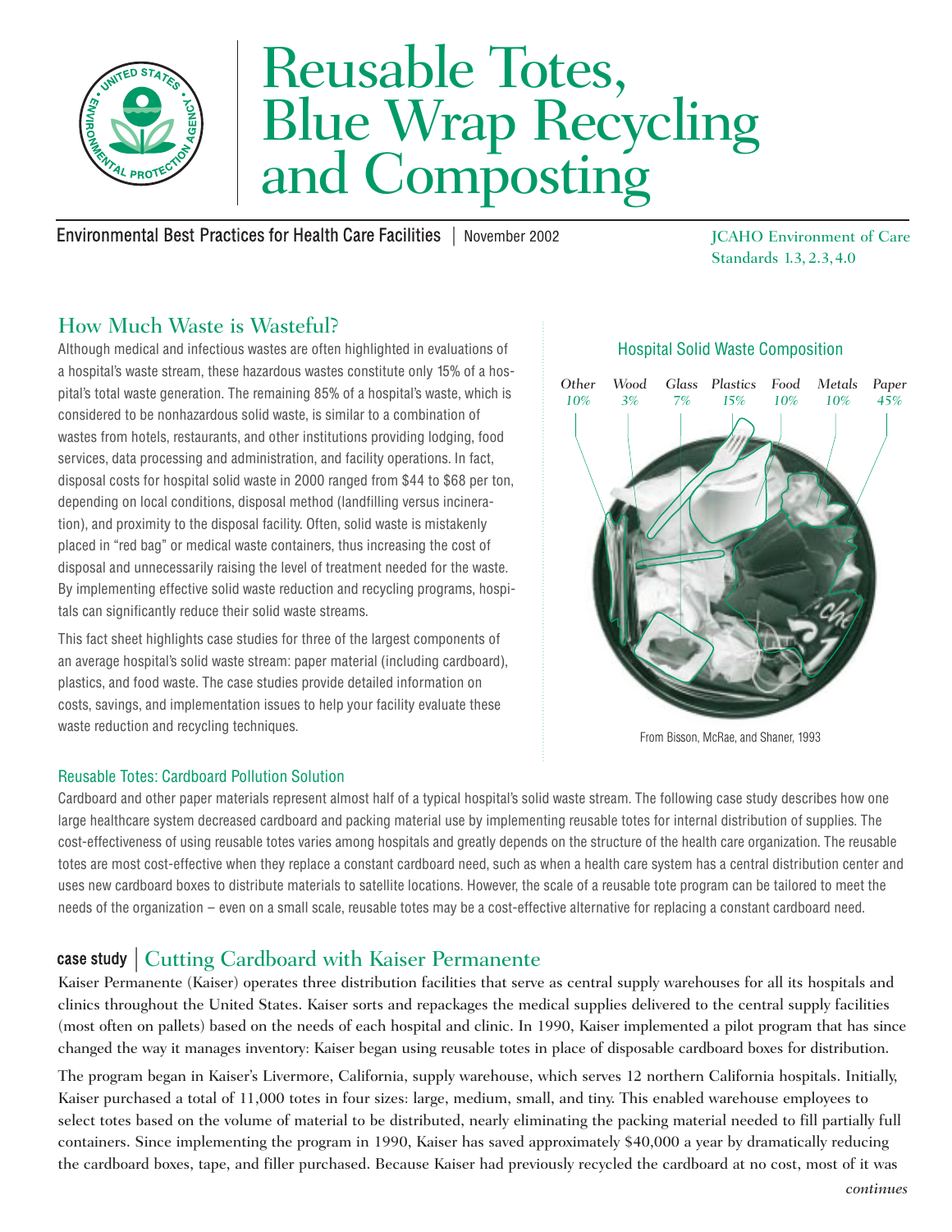# Reusable Totes, Blue Wrap Recycling and Composting

**Environmental Best Practices for Health Care Facilities** | November 2002

JCAHO Environment of Care Standards 1.3, 2.3, 4.0

## How Much Waste is Wasteful?

Although medical and infectious wastes are often highlighted in evaluations of a hospital's waste stream, these hazardous wastes constitute only 15% of a hospital's total waste generation. The remaining 85% of a hospital's waste, which is considered to be nonhazardous solid waste, is similar to a combination of wastes from hotels, restaurants, and other institutions providing lodging, food services, data processing and administration, and facility operations. In fact, disposal costs for hospital solid waste in 2000 ranged from $44 to $68 per ton, depending on local conditions, disposal method (landfilling versus incineration), and proximity to the disposal facility. Often, solid waste is mistakenly placed in "red bag" or medical waste containers, thus increasing the cost of disposal and unnecessarily raising the level of treatment needed for the waste. By implementing effective solid waste reduction and recycling programs, hospitals can significantly reduce their solid waste streams.

This fact sheet highlights case studies for three of the largest components of an average hospital's solid waste stream: paper material (including cardboard), plastics, and food waste. The case studies provide detailed information on costs, savings, and implementation issues to help your facility evaluate these waste reduction and recycling techniques.

**Hospital Solid Waste Composition**

| Other | Wood | Glass | Plastics | Food | Metals | Paper |
|---|---|---|---|---|---|---|
| 10% | 3% | 7% | 15% | 10% | 10% | 45% |

From Bisson, McRae, and Shaner, 1993

### Reusable Totes: Cardboard Pollution Solution

Cardboard and other paper materials represent almost half of a typical hospital's solid waste stream. The following case study describes how one large healthcare system decreased cardboard and packing material use by implementing reusable totes for internal distribution of supplies. The cost-effectiveness of using reusable totes varies among hospitals and greatly depends on the structure of the health care organization. The reusable totes are most cost-effective when they replace a constant cardboard need, such as when a health care system has a central distribution center and uses new cardboard boxes to distribute materials to satellite locations. However, the scale of a reusable tote program can be tailored to meet the needs of the organization – even on a small scale, reusable totes may be a cost-effective alternative for replacing a constant cardboard need.

## case study | Cutting Cardboard with Kaiser Permanente

Kaiser Permanente (Kaiser) operates three distribution facilities that serve as central supply warehouses for all its hospitals and clinics throughout the United States. Kaiser sorts and repackages the medical supplies delivered to the central supply facilities (most often on pallets) based on the needs of each hospital and clinic. In 1990, Kaiser implemented a pilot program that has since changed the way it manages inventory: Kaiser began using reusable totes in place of disposable cardboard boxes for distribution.

The program began in Kaiser's Livermore, California, supply warehouse, which serves 12 northern California hospitals. Initially, Kaiser purchased a total of 11,000 totes in four sizes: large, medium, small, and tiny. This enabled warehouse employees to select totes based on the volume of material to be distributed, nearly eliminating the packing material needed to fill partially full containers. Since implementing the program in 1990, Kaiser has saved approximately $40,000 a year by dramatically reducing the cardboard boxes, tape, and filler purchased. Because Kaiser had previously recycled the cardboard at no cost, most of it was

*continues*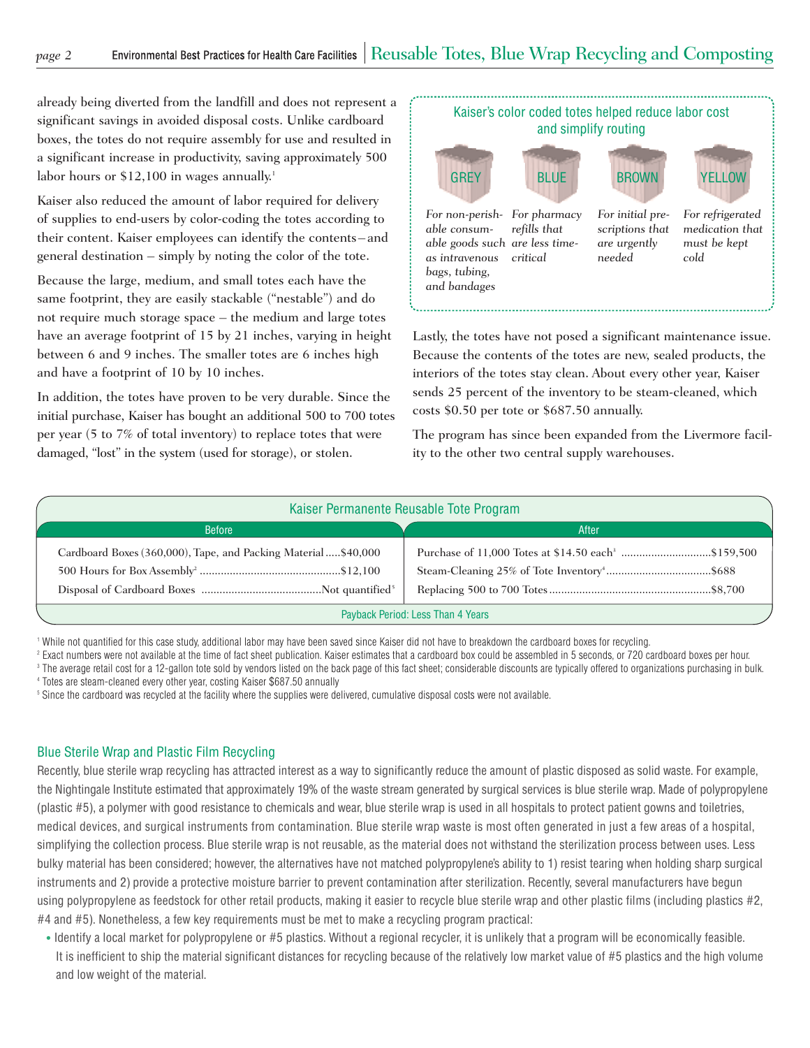already being diverted from the landfill and does not represent a significant savings in avoided disposal costs. Unlike cardboard boxes, the totes do not require assembly for use and resulted in a significant increase in productivity, saving approximately 500 labor hours or $12,100 in wages annually.[1]

Kaiser also reduced the amount of labor required for delivery of supplies to end-users by color-coding the totes according to their content. Kaiser employees can identify the contents – and general destination – simply by noting the color of the tote.

Because the large, medium, and small totes each have the same footprint, they are easily stackable ("nestable") and do not require much storage space – the medium and large totes have an average footprint of 15 by 21 inches, varying in height between 6 and 9 inches. The smaller totes are 6 inches high and have a footprint of 10 by 10 inches.

In addition, the totes have proven to be very durable. Since the initial purchase, Kaiser has bought an additional 500 to 700 totes per year (5 to 7% of total inventory) to replace totes that were damaged, "lost" in the system (used for storage), or stolen.

**Kaiser's color coded totes helped reduce labor cost and simplify routing**

| GREY | BLUE | BROWN | YELLOW |
|---|---|---|---|
| *For non-perishable consumable goods such as intravenous bags, tubing, and bandages* | *For pharmacy refills that are less time-critical* | *For initial prescriptions that are urgently needed* | *For refrigerated medication that must be kept cold* |

Lastly, the totes have not posed a significant maintenance issue. Because the contents of the totes are new, sealed products, the interiors of the totes stay clean. About every other year, Kaiser sends 25 percent of the inventory to be steam-cleaned, which costs $0.50 per tote or $687.50 annually.

The program has since been expanded from the Livermore facility to the other two central supply warehouses.

**Kaiser Permanente Reusable Tote Program**

| Before | | After | |
|---|---|---|---|
| Cardboard Boxes (360,000), Tape, and Packing Material | $40,000 | Purchase of 11,000 Totes at $14.50 each[3] | $159,500 |
| 500 Hours for Box Assembly[2] | $12,100 | Steam-Cleaning 25% of Tote Inventory[4] | $688 |
| Disposal of Cardboard Boxes | Not quantified[5] | Replacing 500 to 700 Totes | $8,700 |
| Payback Period: Less Than 4 Years | | | |

[1] While not quantified for this case study, additional labor may have been saved since Kaiser did not have to breakdown the cardboard boxes for recycling.
[2] Exact numbers were not available at the time of fact sheet publication. Kaiser estimates that a cardboard box could be assembled in 5 seconds, or 720 cardboard boxes per hour.
[3] The average retail cost for a 12-gallon tote sold by vendors listed on the back page of this fact sheet; considerable discounts are typically offered to organizations purchasing in bulk.
[4] Totes are steam-cleaned every other year, costing Kaiser $687.50 annually
[5] Since the cardboard was recycled at the facility where the supplies were delivered, cumulative disposal costs were not available.

## Blue Sterile Wrap and Plastic Film Recycling

Recently, blue sterile wrap recycling has attracted interest as a way to significantly reduce the amount of plastic disposed as solid waste. For example, the Nightingale Institute estimated that approximately 19% of the waste stream generated by surgical services is blue sterile wrap. Made of polypropylene (plastic #5), a polymer with good resistance to chemicals and wear, blue sterile wrap is used in all hospitals to protect patient gowns and toiletries, medical devices, and surgical instruments from contamination. Blue sterile wrap waste is most often generated in just a few areas of a hospital, simplifying the collection process. Blue sterile wrap is not reusable, as the material does not withstand the sterilization process between uses. Less bulky material has been considered; however, the alternatives have not matched polypropylene's ability to 1) resist tearing when holding sharp surgical instruments and 2) provide a protective moisture barrier to prevent contamination after sterilization. Recently, several manufacturers have begun using polypropylene as feedstock for other retail products, making it easier to recycle blue sterile wrap and other plastic films (including plastics #2, #4 and #5). Nonetheless, a few key requirements must be met to make a recycling program practical:

- Identify a local market for polypropylene or #5 plastics. Without a regional recycler, it is unlikely that a program will be economically feasible. It is inefficient to ship the material significant distances for recycling because of the relatively low market value of #5 plastics and the high volume and low weight of the material.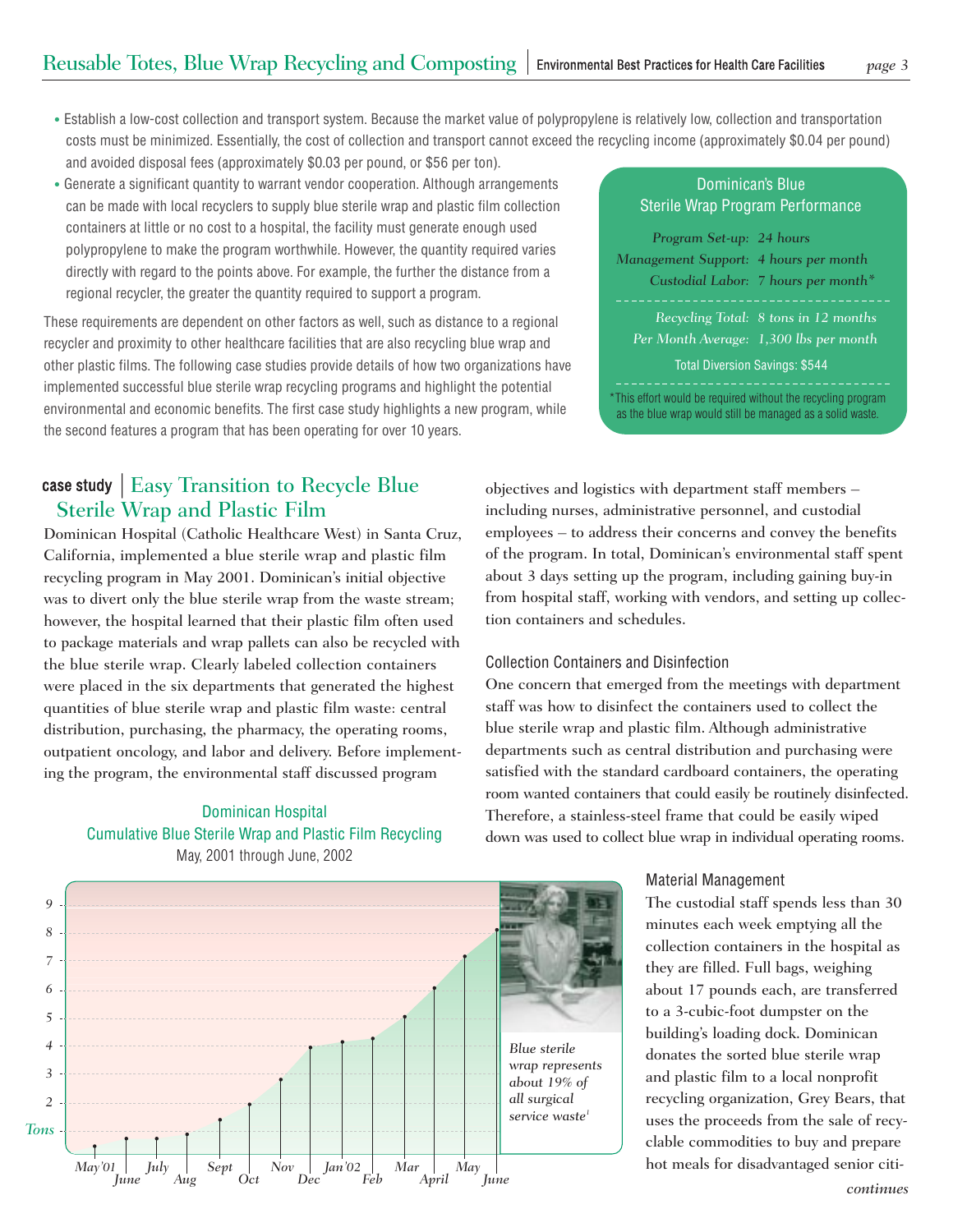- Establish a low-cost collection and transport system. Because the market value of polypropylene is relatively low, collection and transportation costs must be minimized. Essentially, the cost of collection and transport cannot exceed the recycling income (approximately $0.04 per pound) and avoided disposal fees (approximately $0.03 per pound, or $56 per ton).
- Generate a significant quantity to warrant vendor cooperation. Although arrangements can be made with local recyclers to supply blue sterile wrap and plastic film collection containers at little or no cost to a hospital, the facility must generate enough used polypropylene to make the program worthwhile. However, the quantity required varies directly with regard to the points above. For example, the further the distance from a regional recycler, the greater the quantity required to support a program.

These requirements are dependent on other factors as well, such as distance to a regional recycler and proximity to other healthcare facilities that are also recycling blue wrap and other plastic films. The following case studies provide details of how two organizations have implemented successful blue sterile wrap recycling programs and highlight the potential environmental and economic benefits. The first case study highlights a new program, while the second features a program that has been operating for over 10 years.

**Dominican's Blue Sterile Wrap Program Performance**

| | |
|---|---|
| *Program Set-up:* | *24 hours* |
| *Management Support:* | *4 hours per month* |
| *Custodial Labor:* | *7 hours per month\** |
| *Recycling Total:* | *8 tons in 12 months* |
| *Per Month Average:* | *1,300 lbs per month* |

Total Diversion Savings: $544

*This effort would be required without the recycling program as the blue wrap would still be managed as a solid waste.

## case study | Easy Transition to Recycle Blue Sterile Wrap and Plastic Film

Dominican Hospital (Catholic Healthcare West) in Santa Cruz, California, implemented a blue sterile wrap and plastic film recycling program in May 2001. Dominican's initial objective was to divert only the blue sterile wrap from the waste stream; however, the hospital learned that their plastic film often used to package materials and wrap pallets can also be recycled with the blue sterile wrap. Clearly labeled collection containers were placed in the six departments that generated the highest quantities of blue sterile wrap and plastic film waste: central distribution, purchasing, the pharmacy, the operating rooms, outpatient oncology, and labor and delivery. Before implementing the program, the environmental staff discussed program objectives and logistics with department staff members – including nurses, administrative personnel, and custodial employees – to address their concerns and convey the benefits of the program. In total, Dominican's environmental staff spent about 3 days setting up the program, including gaining buy-in from hospital staff, working with vendors, and setting up collection containers and schedules.

**Dominican Hospital**
**Cumulative Blue Sterile Wrap and Plastic Film Recycling**
May, 2001 through June, 2002

*Blue sterile wrap represents about 19% of all surgical service waste*[1]

### Collection Containers and Disinfection

One concern that emerged from the meetings with department staff was how to disinfect the containers used to collect the blue sterile wrap and plastic film. Although administrative departments such as central distribution and purchasing were satisfied with the standard cardboard containers, the operating room wanted containers that could easily be routinely disinfected. Therefore, a stainless-steel frame that could be easily wiped down was used to collect blue wrap in individual operating rooms.

### Material Management

The custodial staff spends less than 30 minutes each week emptying all the collection containers in the hospital as they are filled. Full bags, weighing about 17 pounds each, are transferred to a 3-cubic-foot dumpster on the building's loading dock. Dominican donates the sorted blue sterile wrap and plastic film to a local nonprofit recycling organization, Grey Bears, that uses the proceeds from the sale of recyclable commodities to buy and prepare hot meals for disadvantaged senior citi-

*continues*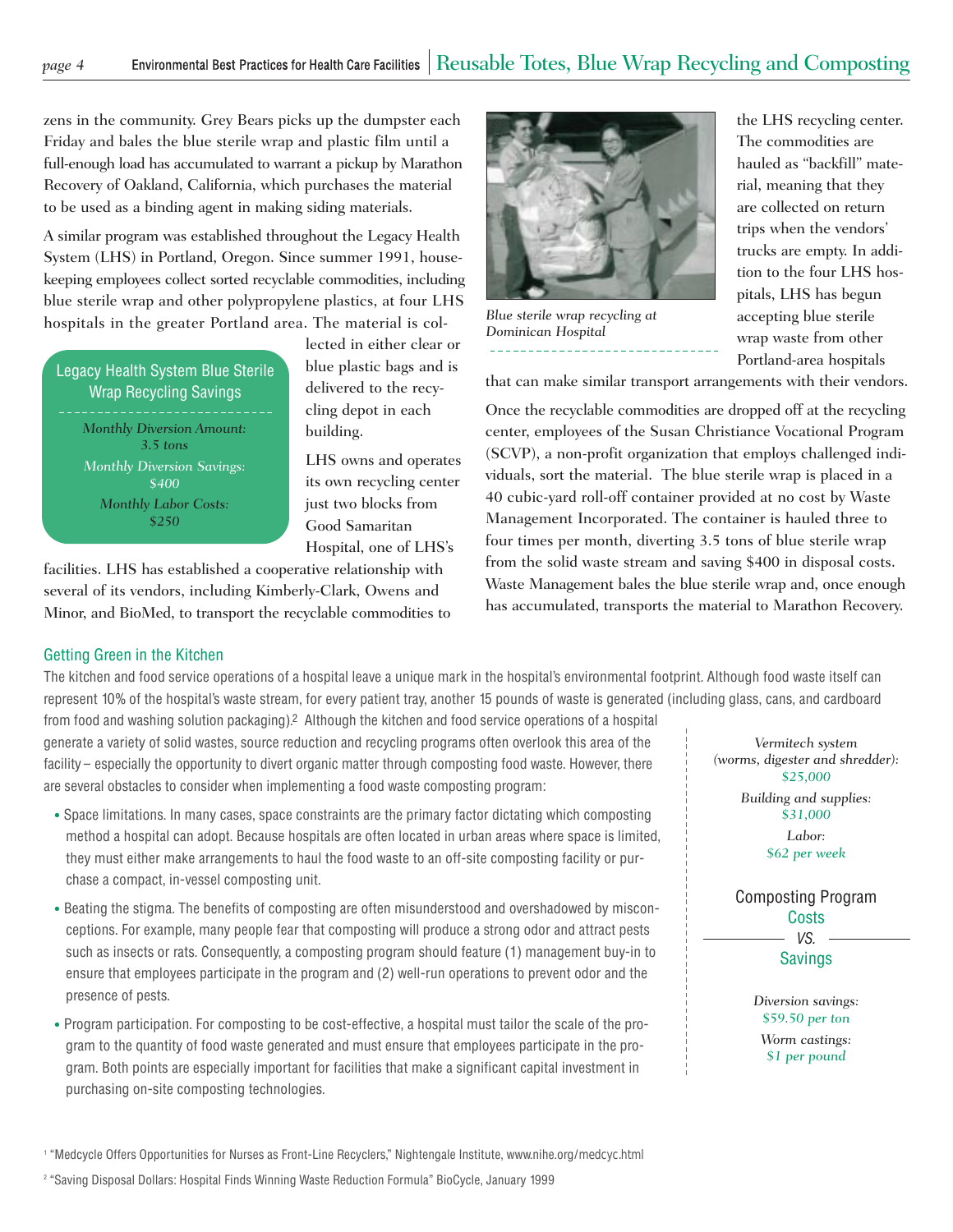zens in the community. Grey Bears picks up the dumpster each Friday and bales the blue sterile wrap and plastic film until a full-enough load has accumulated to warrant a pickup by Marathon Recovery of Oakland, California, which purchases the material to be used as a binding agent in making siding materials.

A similar program was established throughout the Legacy Health System (LHS) in Portland, Oregon. Since summer 1991, housekeeping employees collect sorted recyclable commodities, including blue sterile wrap and other polypropylene plastics, at four LHS hospitals in the greater Portland area. The material is collected in either clear or blue plastic bags and is delivered to the recycling depot in each building.

**Legacy Health System Blue Sterile Wrap Recycling Savings**

*Monthly Diversion Amount:* 3.5 tons

*Monthly Diversion Savings:* $400

*Monthly Labor Costs:* $250

LHS owns and operates its own recycling center just two blocks from Good Samaritan Hospital, one of LHS's facilities. LHS has established a cooperative relationship with several of its vendors, including Kimberly-Clark, Owens and Minor, and BioMed, to transport the recyclable commodities to the LHS recycling center. The commodities are hauled as "backfill" material, meaning that they are collected on return trips when the vendors' trucks are empty. In addition to the four LHS hospitals, LHS has begun accepting blue sterile wrap waste from other Portland-area hospitals that can make similar transport arrangements with their vendors.

*Blue sterile wrap recycling at Dominican Hospital*

Once the recyclable commodities are dropped off at the recycling center, employees of the Susan Christiance Vocational Program (SCVP), a non-profit organization that employs challenged individuals, sort the material. The blue sterile wrap is placed in a 40 cubic-yard roll-off container provided at no cost by Waste Management Incorporated. The container is hauled three to four times per month, diverting 3.5 tons of blue sterile wrap from the solid waste stream and saving $400 in disposal costs. Waste Management bales the blue sterile wrap and, once enough has accumulated, transports the material to Marathon Recovery.

## Getting Green in the Kitchen

The kitchen and food service operations of a hospital leave a unique mark in the hospital's environmental footprint. Although food waste itself can represent 10% of the hospital's waste stream, for every patient tray, another 15 pounds of waste is generated (including glass, cans, and cardboard from food and washing solution packaging).[2] Although the kitchen and food service operations of a hospital generate a variety of solid wastes, source reduction and recycling programs often overlook this area of the facility – especially the opportunity to divert organic matter through composting food waste. However, there are several obstacles to consider when implementing a food waste composting program:

- Space limitations. In many cases, space constraints are the primary factor dictating which composting method a hospital can adopt. Because hospitals are often located in urban areas where space is limited, they must either make arrangements to haul the food waste to an off-site composting facility or purchase a compact, in-vessel composting unit.
- Beating the stigma. The benefits of composting are often misunderstood and overshadowed by misconceptions. For example, many people fear that composting will produce a strong odor and attract pests such as insects or rats. Consequently, a composting program should feature (1) management buy-in to ensure that employees participate in the program and (2) well-run operations to prevent odor and the presence of pests.
- Program participation. For composting to be cost-effective, a hospital must tailor the scale of the program to the quantity of food waste generated and must ensure that employees participate in the program. Both points are especially important for facilities that make a significant capital investment in purchasing on-site composting technologies.

**Composting Program Costs VS. Savings**

Costs:

*Vermitech system (worms, digester and shredder):* $25,000

*Building and supplies:* $31,000

*Labor:* $62 per week

Savings:

*Diversion savings:* $59.50 per ton

*Worm castings:* $1 per pound

[1] "Medcycle Offers Opportunities for Nurses as Front-Line Recyclers," Nightengale Institute, www.nihe.org/medcyc.html

[2] "Saving Disposal Dollars: Hospital Finds Winning Waste Reduction Formula" BioCycle, January 1999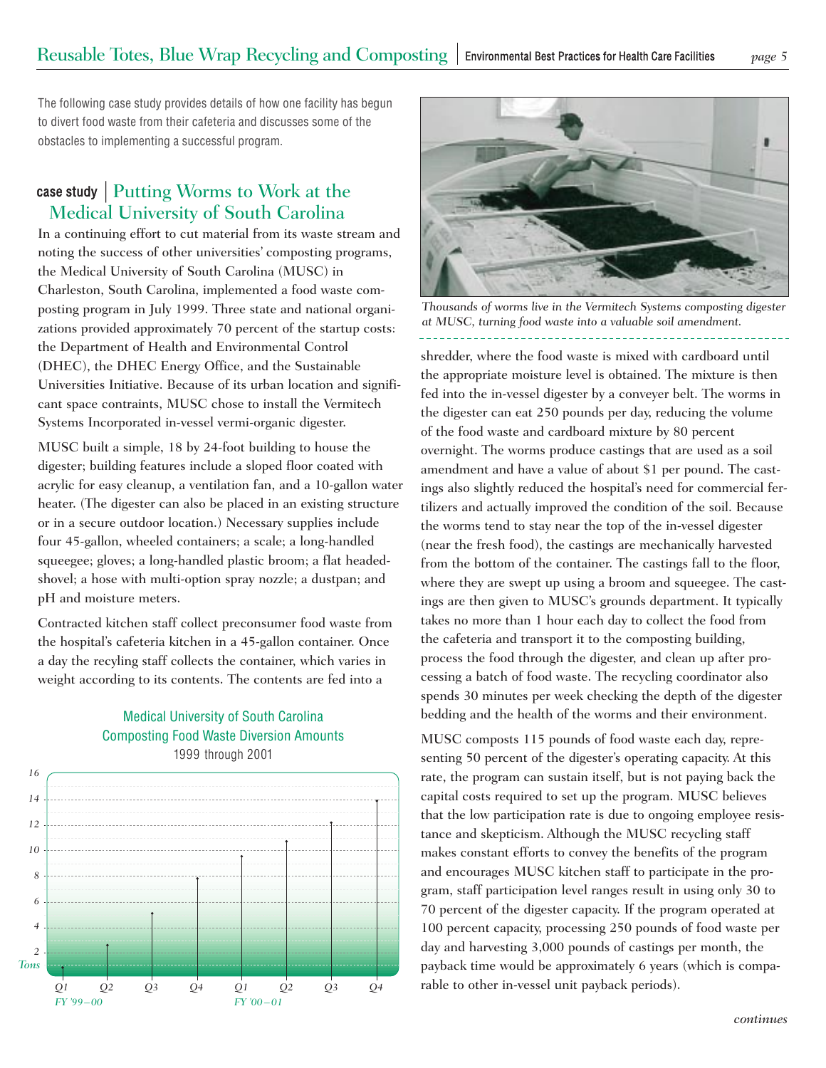The following case study provides details of how one facility has begun to divert food waste from their cafeteria and discusses some of the obstacles to implementing a successful program.

## case study | Putting Worms to Work at the Medical University of South Carolina

In a continuing effort to cut material from its waste stream and noting the success of other universities' composting programs, the Medical University of South Carolina (MUSC) in Charleston, South Carolina, implemented a food waste composting program in July 1999. Three state and national organizations provided approximately 70 percent of the startup costs: the Department of Health and Environmental Control (DHEC), the DHEC Energy Office, and the Sustainable Universities Initiative. Because of its urban location and significant space contraints, MUSC chose to install the Vermitech Systems Incorporated in-vessel vermi-organic digester.

MUSC built a simple, 18 by 24-foot building to house the digester; building features include a sloped floor coated with acrylic for easy cleanup, a ventilation fan, and a 10-gallon water heater. (The digester can also be placed in an existing structure or in a secure outdoor location.) Necessary supplies include four 45-gallon, wheeled containers; a scale; a long-handled squeegee; gloves; a long-handled plastic broom; a flat headed-shovel; a hose with multi-option spray nozzle; a dustpan; and pH and moisture meters.

Contracted kitchen staff collect preconsumer food waste from the hospital's cafeteria kitchen in a 45-gallon container. Once a day the recyling staff collects the container, which varies in weight according to its contents. The contents are fed into a shredder, where the food waste is mixed with cardboard until the appropriate moisture level is obtained. The mixture is then fed into the in-vessel digester by a conveyer belt. The worms in the digester can eat 250 pounds per day, reducing the volume of the food waste and cardboard mixture by 80 percent overnight. The worms produce castings that are used as a soil amendment and have a value of about $1 per pound. The castings also slightly reduced the hospital's need for commercial fertilizers and actually improved the condition of the soil. Because the worms tend to stay near the top of the in-vessel digester (near the fresh food), the castings are mechanically harvested from the bottom of the container. The castings fall to the floor, where they are swept up using a broom and squeegee. The castings are then given to MUSC's grounds department. It typically takes no more than 1 hour each day to collect the food from the cafeteria and transport it to the composting building, process the food through the digester, and clean up after processing a batch of food waste. The recycling coordinator also spends 30 minutes per week checking the depth of the digester bedding and the health of the worms and their environment.

*Thousands of worms live in the Vermitech Systems composting digester at MUSC, turning food waste into a valuable soil amendment.*

**Medical University of South Carolina Composting Food Waste Diversion Amounts**
1999 through 2001

| Quarter | Tons (approx.) |
|---|---|
| Q1 FY '99–00 | 0.5 |
| Q2 FY '99–00 | 2.6 |
| Q3 FY '99–00 | 5.1 |
| Q4 FY '99–00 | 7.9 |
| Q1 FY '00–01 | 9.6 |
| Q2 FY '00–01 | 10.8 |
| Q3 FY '00–01 | 12.2 |
| Q4 FY '00–01 | 13.9 |

MUSC composts 115 pounds of food waste each day, representing 50 percent of the digester's operating capacity. At this rate, the program can sustain itself, but is not paying back the capital costs required to set up the program. MUSC believes that the low participation rate is due to ongoing employee resistance and skepticism. Although the MUSC recycling staff makes constant efforts to convey the benefits of the program and encourages MUSC kitchen staff to participate in the program, staff participation level ranges result in using only 30 to 70 percent of the digester capacity. If the program operated at 100 percent capacity, processing 250 pounds of food waste per day and harvesting 3,000 pounds of castings per month, the payback time would be approximately 6 years (which is comparable to other in-vessel unit payback periods).

*continues*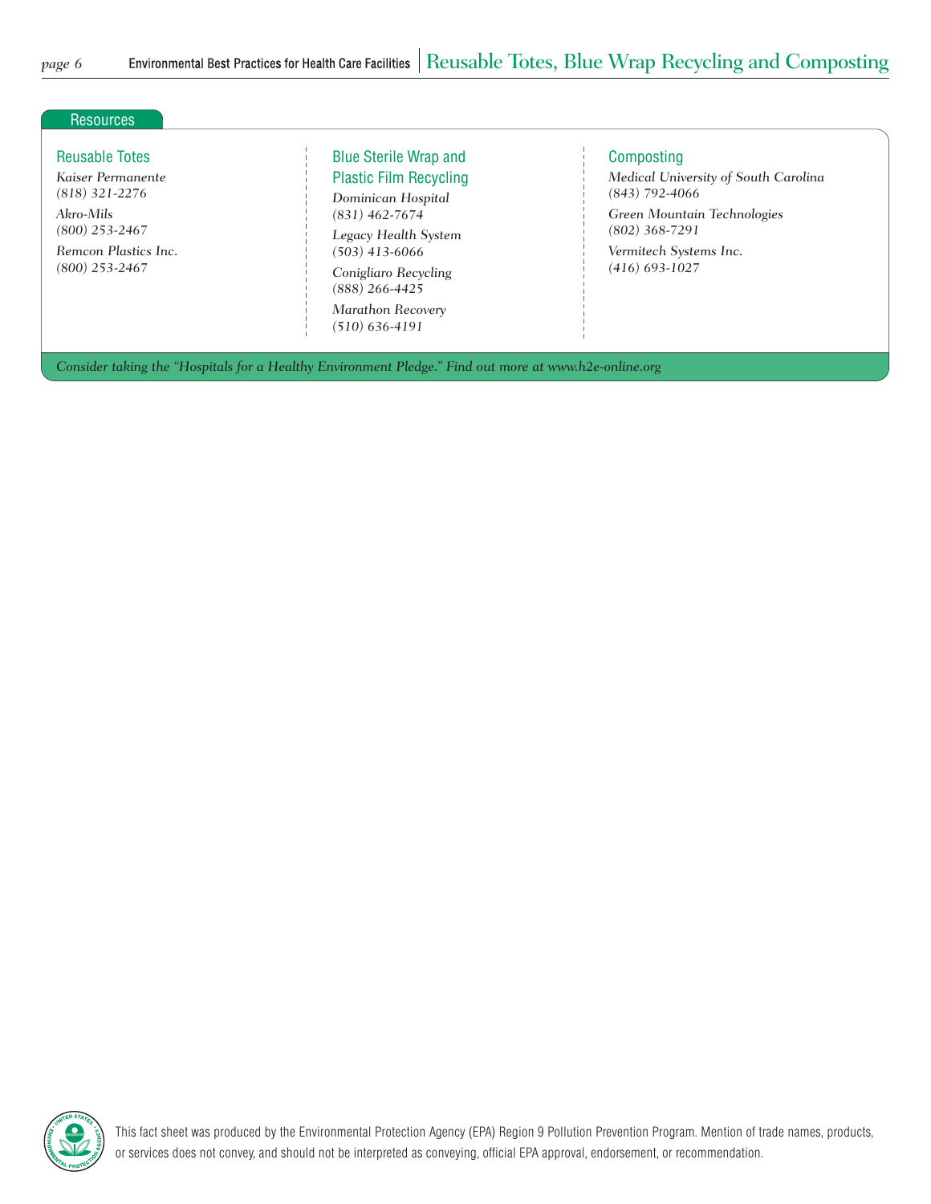## Resources

### Reusable Totes

*Kaiser Permanente*
*(818) 321-2276*

*Akro-Mils*
*(800) 253-2467*

*Remcon Plastics Inc.*
*(800) 253-2467*

### Blue Sterile Wrap and Plastic Film Recycling

*Dominican Hospital*
*(831) 462-7674*

*Legacy Health System*
*(503) 413-6066*

*Conigliaro Recycling*
*(888) 266-4425*

*Marathon Recovery*
*(510) 636-4191*

### Composting

*Medical University of South Carolina*
*(843) 792-4066*

*Green Mountain Technologies*
*(802) 368-7291*

*Vermitech Systems Inc.*
*(416) 693-1027*

*Consider taking the "Hospitals for a Healthy Environment Pledge." Find out more at www.h2e-online.org*

This fact sheet was produced by the Environmental Protection Agency (EPA) Region 9 Pollution Prevention Program. Mention of trade names, products, or services does not convey, and should not be interpreted as conveying, official EPA approval, endorsement, or recommendation.